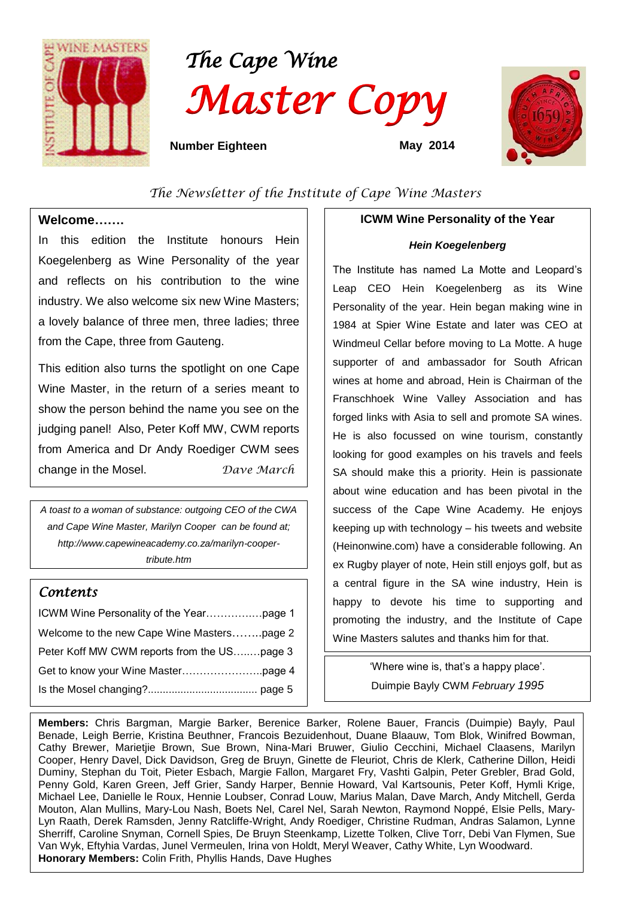# The Cape Wine Master Copy

**Number Eighteen** **May 2014**

*The Newsletter of the Institute of Cape Wine Masters*

## Welcome…….

In this edition the Institute honours Hein Koegelenberg as Wine Personality of the year and reflects on his contribution to the wine industry. We also welcome six new Wine Masters; a lovely balance of three men, three ladies; three from the Cape, three from Gauteng.

This edition also turns the spotlight on one Cape Wine Master, in the return of a series meant to show the person behind the name you see on the judging panel! Also, Peter Koff MW, CWM reports from America and Dr Andy Roediger CWM sees change in the Mosel.

*Dave March*

*A toast to a woman of substance: outgoing CEO of the CWA and Cape Wine Master, Marilyn Cooper can be found at; http://www.capewineacademy.co.za/marilyn-cooper-tribute.htm*

## Contents

- ICWM Wine Personality of the Year…………….page 1
- Welcome to the new Cape Wine Masters……..page 2
- Peter Koff MW CWM reports from the US….…page 3
- Get to know your Wine Master…………………..page 4
- Is the Mosel changing?.................................... page 5

## ICWM Wine Personality of the Year

***Hein Koegelenberg***

The Institute has named La Motte and Leopard's Leap CEO Hein Koegelenberg as its Wine Personality of the year. Hein began making wine in 1984 at Spier Wine Estate and later was CEO at Windmeul Cellar before moving to La Motte. A huge supporter of and ambassador for South African wines at home and abroad, Hein is Chairman of the Franschhoek Wine Valley Association and has forged links with Asia to sell and promote SA wines. He is also focussed on wine tourism, constantly looking for good examples on his travels and feels SA should make this a priority. Hein is passionate about wine education and has been pivotal in the success of the Cape Wine Academy. He enjoys keeping up with technology – his tweets and website (Heinonwine.com) have a considerable following. An ex Rugby player of note, Hein still enjoys golf, but as a central figure in the SA wine industry, Hein is happy to devote his time to supporting and promoting the industry, and the Institute of Cape Wine Masters salutes and thanks him for that.

'Where wine is, that's a happy place'.
Duimpie Bayly CWM *February 1995*

**Members:** Chris Bargman, Margie Barker, Berenice Barker, Rolene Bauer, Francis (Duimpie) Bayly, Paul Benade, Leigh Berrie, Kristina Beuthner, Francois Bezuidenhout, Duane Blaauw, Tom Blok, Winifred Bowman, Cathy Brewer, Marietjie Brown, Sue Brown, Nina-Mari Bruwer, Giulio Cecchini, Michael Claassens, Marilyn Cooper, Henry Davel, Dick Davidson, Greg de Bruyn, Ginette de Fleuriot, Chris de Klerk, Catherine Dillon, Heidi Duminy, Stephan du Toit, Pieter Esbach, Margie Fallon, Margaret Fry, Vashti Galpin, Peter Grebler, Brad Gold, Penny Gold, Karen Green, Jeff Grier, Sandy Harper, Bennie Howard, Val Kartsounis, Peter Koff, Hymli Krige, Michael Lee, Danielle le Roux, Hennie Loubser, Conrad Louw, Marius Malan, Dave March, Andy Mitchell, Gerda Mouton, Alan Mullins, Mary-Lou Nash, Boets Nel, Carel Nel, Sarah Newton, Raymond Noppé, Elsie Pells, Mary-Lyn Raath, Derek Ramsden, Jenny Ratcliffe-Wright, Andy Roediger, Christine Rudman, Andras Salamon, Lynne Sherriff, Caroline Snyman, Cornell Spies, De Bruyn Steenkamp, Lizette Tolken, Clive Torr, Debi Van Flymen, Sue Van Wyk, Eftyhia Vardas, Junel Vermeulen, Irina von Holdt, Meryl Weaver, Cathy White, Lyn Woodward.
**Honorary Members:** Colin Frith, Phyllis Hands, Dave Hughes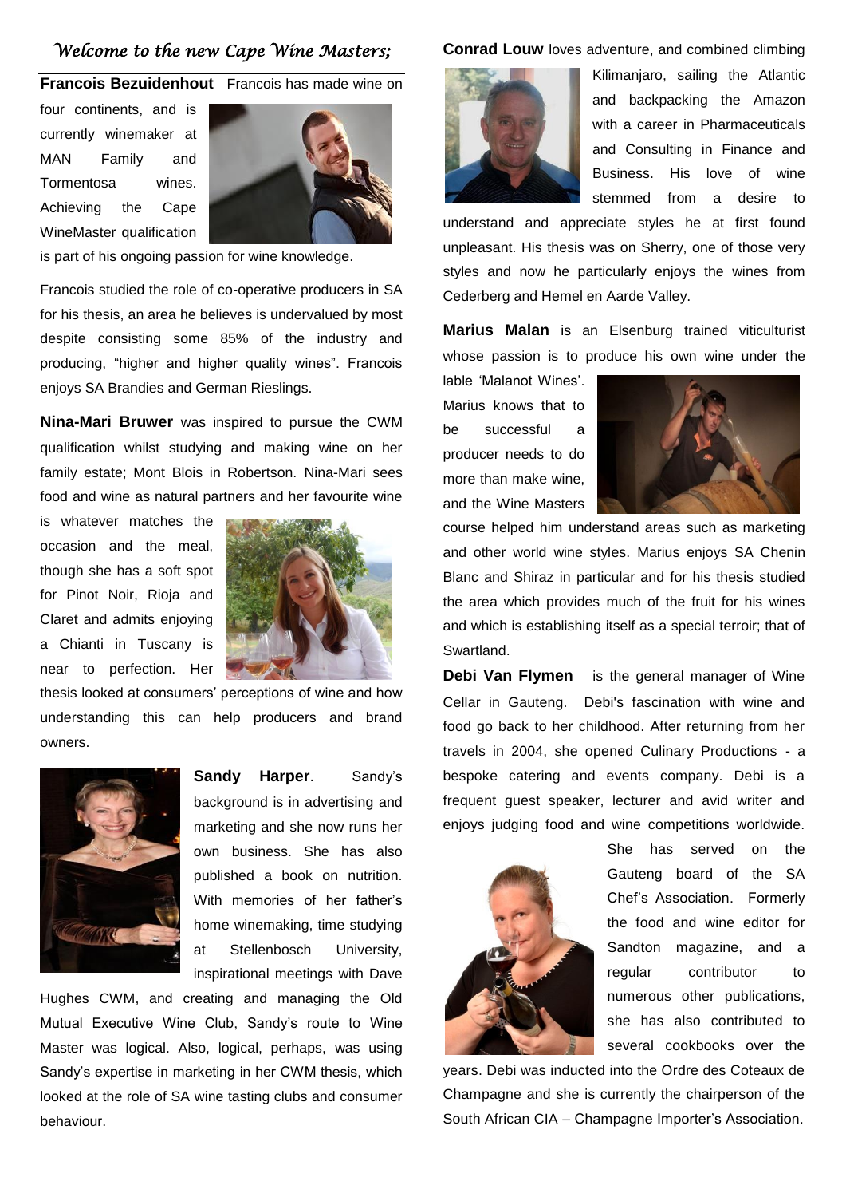## *Welcome to the new Cape Wine Masters;*

**Francois Bezuidenhout** Francois has made wine on four continents, and is currently winemaker at MAN Family and Tormentosa wines. Achieving the Cape WineMaster qualification is part of his ongoing passion for wine knowledge.

Francois studied the role of co-operative producers in SA for his thesis, an area he believes is undervalued by most despite consisting some 85% of the industry and producing, "higher and higher quality wines". Francois enjoys SA Brandies and German Rieslings.

**Nina-Mari Bruwer** was inspired to pursue the CWM qualification whilst studying and making wine on her family estate; Mont Blois in Robertson. Nina-Mari sees food and wine as natural partners and her favourite wine is whatever matches the occasion and the meal, though she has a soft spot for Pinot Noir, Rioja and Claret and admits enjoying a Chianti in Tuscany is near to perfection. Her thesis looked at consumers' perceptions of wine and how understanding this can help producers and brand owners.

**Sandy Harper**. Sandy's background is in advertising and marketing and she now runs her own business. She has also published a book on nutrition. With memories of her father's home winemaking, time studying at Stellenbosch University, inspirational meetings with Dave Hughes CWM, and creating and managing the Old Mutual Executive Wine Club, Sandy's route to Wine Master was logical. Also, logical, perhaps, was using Sandy's expertise in marketing in her CWM thesis, which looked at the role of SA wine tasting clubs and consumer behaviour.

**Conrad Louw** loves adventure, and combined climbing Kilimanjaro, sailing the Atlantic and backpacking the Amazon with a career in Pharmaceuticals and Consulting in Finance and Business. His love of wine stemmed from a desire to understand and appreciate styles he at first found unpleasant. His thesis was on Sherry, one of those very styles and now he particularly enjoys the wines from Cederberg and Hemel en Aarde Valley.

**Marius Malan** is an Elsenburg trained viticulturist whose passion is to produce his own wine under the lable 'Malanot Wines'. Marius knows that to be successful a producer needs to do more than make wine, and the Wine Masters course helped him understand areas such as marketing and other world wine styles. Marius enjoys SA Chenin Blanc and Shiraz in particular and for his thesis studied the area which provides much of the fruit for his wines and which is establishing itself as a special terroir; that of Swartland.

**Debi Van Flymen** is the general manager of Wine Cellar in Gauteng. Debi's fascination with wine and food go back to her childhood. After returning from her travels in 2004, she opened Culinary Productions - a bespoke catering and events company. Debi is a frequent guest speaker, lecturer and avid writer and enjoys judging food and wine competitions worldwide. She has served on the Gauteng board of the SA Chef's Association. Formerly the food and wine editor for Sandton magazine, and a regular contributor to numerous other publications, she has also contributed to several cookbooks over the years. Debi was inducted into the Ordre des Coteaux de Champagne and she is currently the chairperson of the South African CIA – Champagne Importer's Association.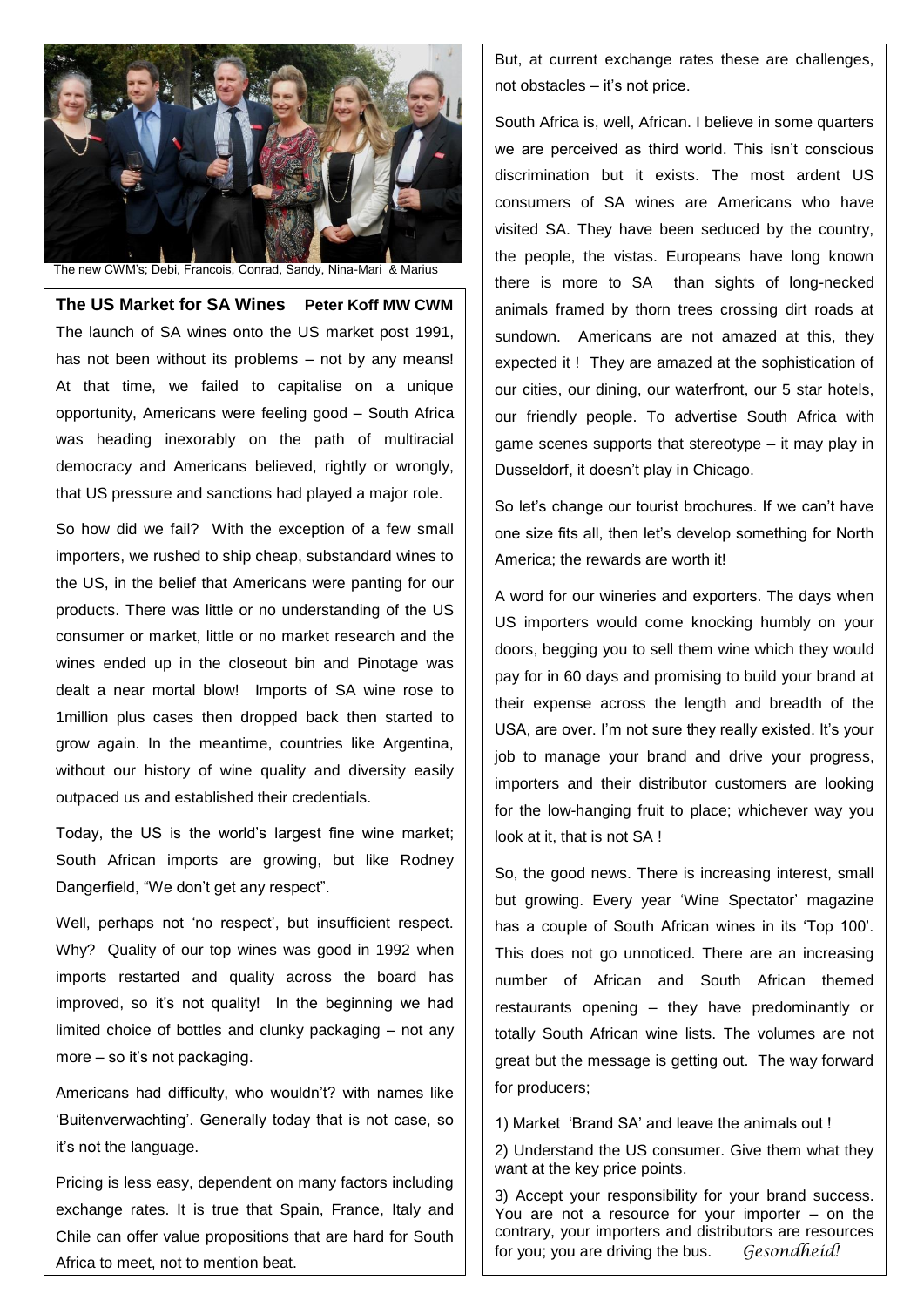The new CWM's; Debi, Francois, Conrad, Sandy, Nina-Mari & Marius

## The US Market for SA Wines

**Peter Koff MW CWM**

The launch of SA wines onto the US market post 1991, has not been without its problems – not by any means! At that time, we failed to capitalise on a unique opportunity, Americans were feeling good – South Africa was heading inexorably on the path of multiracial democracy and Americans believed, rightly or wrongly, that US pressure and sanctions had played a major role.

So how did we fail? With the exception of a few small importers, we rushed to ship cheap, substandard wines to the US, in the belief that Americans were panting for our products. There was little or no understanding of the US consumer or market, little or no market research and the wines ended up in the closeout bin and Pinotage was dealt a near mortal blow! Imports of SA wine rose to 1million plus cases then dropped back then started to grow again. In the meantime, countries like Argentina, without our history of wine quality and diversity easily outpaced us and established their credentials.

Today, the US is the world's largest fine wine market; South African imports are growing, but like Rodney Dangerfield, "We don't get any respect".

Well, perhaps not 'no respect', but insufficient respect. Why? Quality of our top wines was good in 1992 when imports restarted and quality across the board has improved, so it's not quality! In the beginning we had limited choice of bottles and clunky packaging – not any more – so it's not packaging.

Americans had difficulty, who wouldn't? with names like 'Buitenverwachting'. Generally today that is not case, so it's not the language.

Pricing is less easy, dependent on many factors including exchange rates. It is true that Spain, France, Italy and Chile can offer value propositions that are hard for South Africa to meet, not to mention beat.

But, at current exchange rates these are challenges, not obstacles – it's not price.

South Africa is, well, African. I believe in some quarters we are perceived as third world. This isn't conscious discrimination but it exists. The most ardent US consumers of SA wines are Americans who have visited SA. They have been seduced by the country, the people, the vistas. Europeans have long known there is more to SA than sights of long-necked animals framed by thorn trees crossing dirt roads at sundown. Americans are not amazed at this, they expected it ! They are amazed at the sophistication of our cities, our dining, our waterfront, our 5 star hotels, our friendly people. To advertise South Africa with game scenes supports that stereotype – it may play in Dusseldorf, it doesn't play in Chicago.

So let's change our tourist brochures. If we can't have one size fits all, then let's develop something for North America; the rewards are worth it!

A word for our wineries and exporters. The days when US importers would come knocking humbly on your doors, begging you to sell them wine which they would pay for in 60 days and promising to build your brand at their expense across the length and breadth of the USA, are over. I'm not sure they really existed. It's your job to manage your brand and drive your progress, importers and their distributor customers are looking for the low-hanging fruit to place; whichever way you look at it, that is not SA !

So, the good news. There is increasing interest, small but growing. Every year 'Wine Spectator' magazine has a couple of South African wines in its 'Top 100'. This does not go unnoticed. There are an increasing number of African and South African themed restaurants opening – they have predominantly or totally South African wine lists. The volumes are not great but the message is getting out. The way forward for producers;

1) Market 'Brand SA' and leave the animals out !

2) Understand the US consumer. Give them what they want at the key price points.

3) Accept your responsibility for your brand success. You are not a resource for your importer – on the contrary, your importers and distributors are resources for you; you are driving the bus. *Gesondheid!*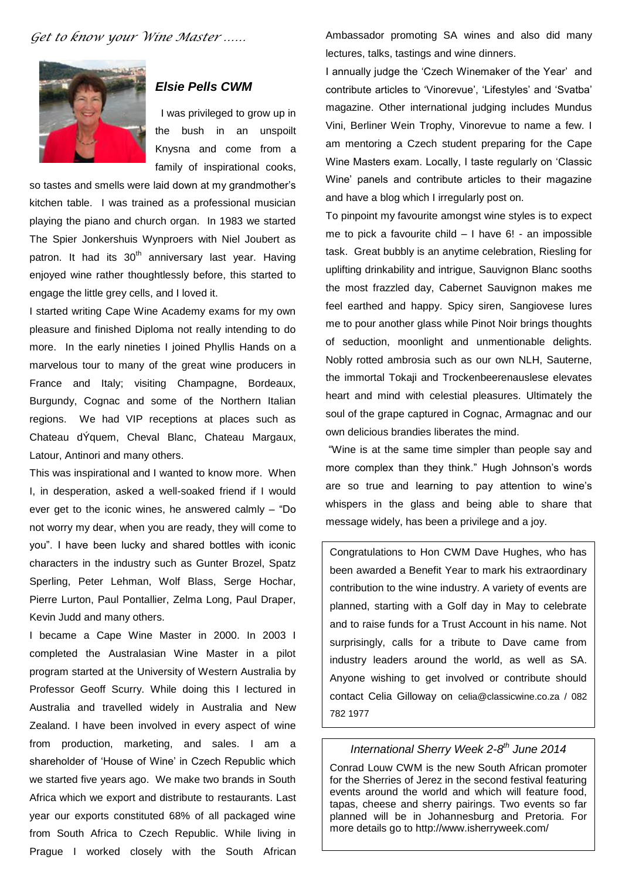*Get to know your Wine Master ……*

### *Elsie Pells CWM*

I was privileged to grow up in the bush in an unspoilt Knysna and come from a family of inspirational cooks, so tastes and smells were laid down at my grandmother's kitchen table. I was trained as a professional musician playing the piano and church organ. In 1983 we started The Spier Jonkershuis Wynproers with Niel Joubert as patron. It had its 30th anniversary last year. Having enjoyed wine rather thoughtlessly before, this started to engage the little grey cells, and I loved it.

I started writing Cape Wine Academy exams for my own pleasure and finished Diploma not really intending to do more. In the early nineties I joined Phyllis Hands on a marvelous tour to many of the great wine producers in France and Italy; visiting Champagne, Bordeaux, Burgundy, Cognac and some of the Northern Italian regions. We had VIP receptions at places such as Chateau dÝquem, Cheval Blanc, Chateau Margaux, Latour, Antinori and many others.

This was inspirational and I wanted to know more. When I, in desperation, asked a well-soaked friend if I would ever get to the iconic wines, he answered calmly – "Do not worry my dear, when you are ready, they will come to you". I have been lucky and shared bottles with iconic characters in the industry such as Gunter Brozel, Spatz Sperling, Peter Lehman, Wolf Blass, Serge Hochar, Pierre Lurton, Paul Pontallier, Zelma Long, Paul Draper, Kevin Judd and many others.

I became a Cape Wine Master in 2000. In 2003 I completed the Australasian Wine Master in a pilot program started at the University of Western Australia by Professor Geoff Scurry. While doing this I lectured in Australia and travelled widely in Australia and New Zealand. I have been involved in every aspect of wine from production, marketing, and sales. I am a shareholder of 'House of Wine' in Czech Republic which we started five years ago. We make two brands in South Africa which we export and distribute to restaurants. Last year our exports constituted 68% of all packaged wine from South Africa to Czech Republic. While living in Prague I worked closely with the South African Ambassador promoting SA wines and also did many lectures, talks, tastings and wine dinners.

I annually judge the 'Czech Winemaker of the Year' and contribute articles to 'Vinorevue', 'Lifestyles' and 'Svatba' magazine. Other international judging includes Mundus Vini, Berliner Wein Trophy, Vinorevue to name a few. I am mentoring a Czech student preparing for the Cape Wine Masters exam. Locally, I taste regularly on 'Classic Wine' panels and contribute articles to their magazine and have a blog which I irregularly post on.

To pinpoint my favourite amongst wine styles is to expect me to pick a favourite child – I have 6! - an impossible task. Great bubbly is an anytime celebration, Riesling for uplifting drinkability and intrigue, Sauvignon Blanc sooths the most frazzled day, Cabernet Sauvignon makes me feel earthed and happy. Spicy siren, Sangiovese lures me to pour another glass while Pinot Noir brings thoughts of seduction, moonlight and unmentionable delights. Nobly rotted ambrosia such as our own NLH, Sauterne, the immortal Tokaji and Trockenbeerenauslese elevates heart and mind with celestial pleasures. Ultimately the soul of the grape captured in Cognac, Armagnac and our own delicious brandies liberates the mind.

"Wine is at the same time simpler than people say and more complex than they think." Hugh Johnson's words are so true and learning to pay attention to wine's whispers in the glass and being able to share that message widely, has been a privilege and a joy.

---

Congratulations to Hon CWM Dave Hughes, who has been awarded a Benefit Year to mark his extraordinary contribution to the wine industry. A variety of events are planned, starting with a Golf day in May to celebrate and to raise funds for a Trust Account in his name. Not surprisingly, calls for a tribute to Dave came from industry leaders around the world, as well as SA. Anyone wishing to get involved or contribute should contact Celia Gilloway on celia@classicwine.co.za / 082 782 1977

---

### *International Sherry Week 2-8th June 2014*

Conrad Louw CWM is the new South African promoter for the Sherries of Jerez in the second festival featuring events around the world and which will feature food, tapas, cheese and sherry pairings. Two events so far planned will be in Johannesburg and Pretoria. For more details go to http://www.isherryweek.com/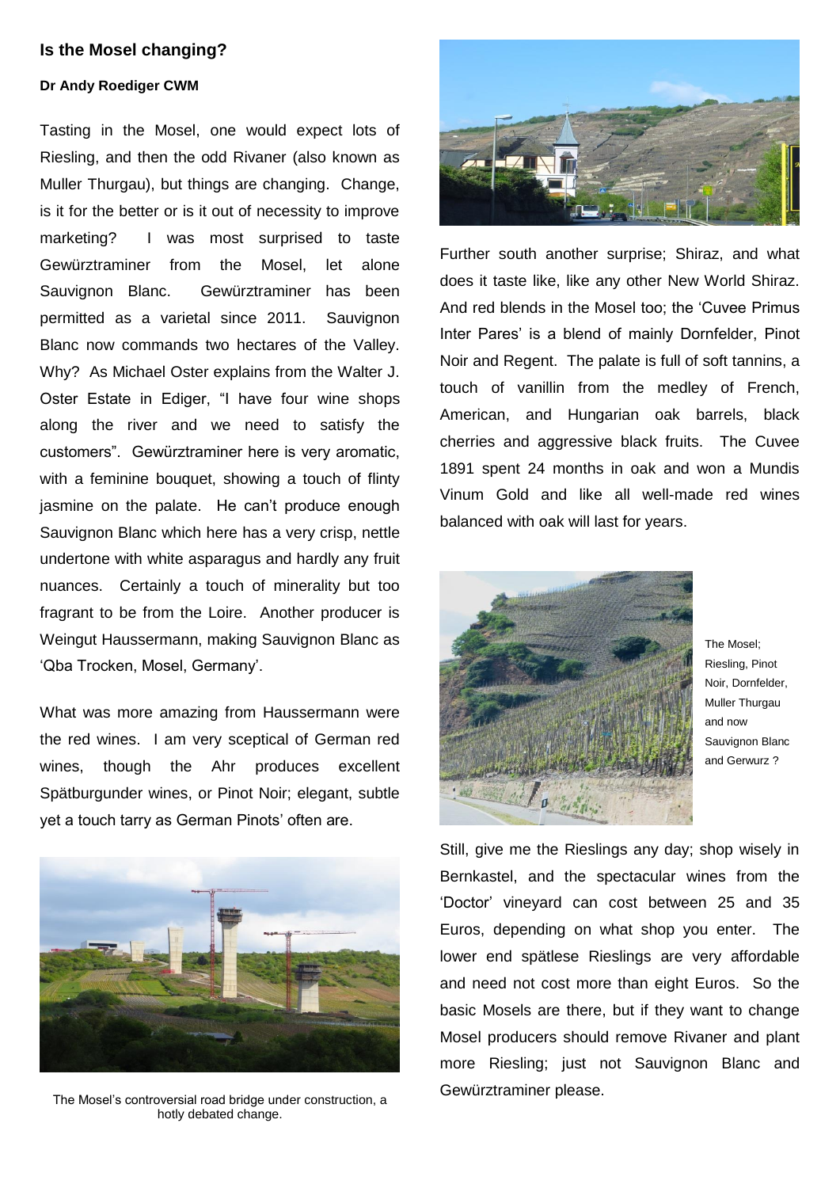## Is the Mosel changing?

**Dr Andy Roediger CWM**

Tasting in the Mosel, one would expect lots of Riesling, and then the odd Rivaner (also known as Muller Thurgau), but things are changing. Change, is it for the better or is it out of necessity to improve marketing? I was most surprised to taste Gewürztraminer from the Mosel, let alone Sauvignon Blanc. Gewürztraminer has been permitted as a varietal since 2011. Sauvignon Blanc now commands two hectares of the Valley. Why? As Michael Oster explains from the Walter J. Oster Estate in Ediger, "I have four wine shops along the river and we need to satisfy the customers". Gewürztraminer here is very aromatic, with a feminine bouquet, showing a touch of flinty jasmine on the palate. He can't produce enough Sauvignon Blanc which here has a very crisp, nettle undertone with white asparagus and hardly any fruit nuances. Certainly a touch of minerality but too fragrant to be from the Loire. Another producer is Weingut Haussermann, making Sauvignon Blanc as 'Qba Trocken, Mosel, Germany'.

What was more amazing from Haussermann were the red wines. I am very sceptical of German red wines, though the Ahr produces excellent Spätburgunder wines, or Pinot Noir; elegant, subtle yet a touch tarry as German Pinots' often are.

The Mosel's controversial road bridge under construction, a hotly debated change.

Further south another surprise; Shiraz, and what does it taste like, like any other New World Shiraz. And red blends in the Mosel too; the 'Cuvee Primus Inter Pares' is a blend of mainly Dornfelder, Pinot Noir and Regent. The palate is full of soft tannins, a touch of vanillin from the medley of French, American, and Hungarian oak barrels, black cherries and aggressive black fruits. The Cuvee 1891 spent 24 months in oak and won a Mundis Vinum Gold and like all well-made red wines balanced with oak will last for years.

The Mosel; Riesling, Pinot Noir, Dornfelder, Muller Thurgau and now Sauvignon Blanc and Gerwurz ?

Still, give me the Rieslings any day; shop wisely in Bernkastel, and the spectacular wines from the 'Doctor' vineyard can cost between 25 and 35 Euros, depending on what shop you enter. The lower end spätlese Rieslings are very affordable and need not cost more than eight Euros. So the basic Mosels are there, but if they want to change Mosel producers should remove Rivaner and plant more Riesling; just not Sauvignon Blanc and Gewürztraminer please.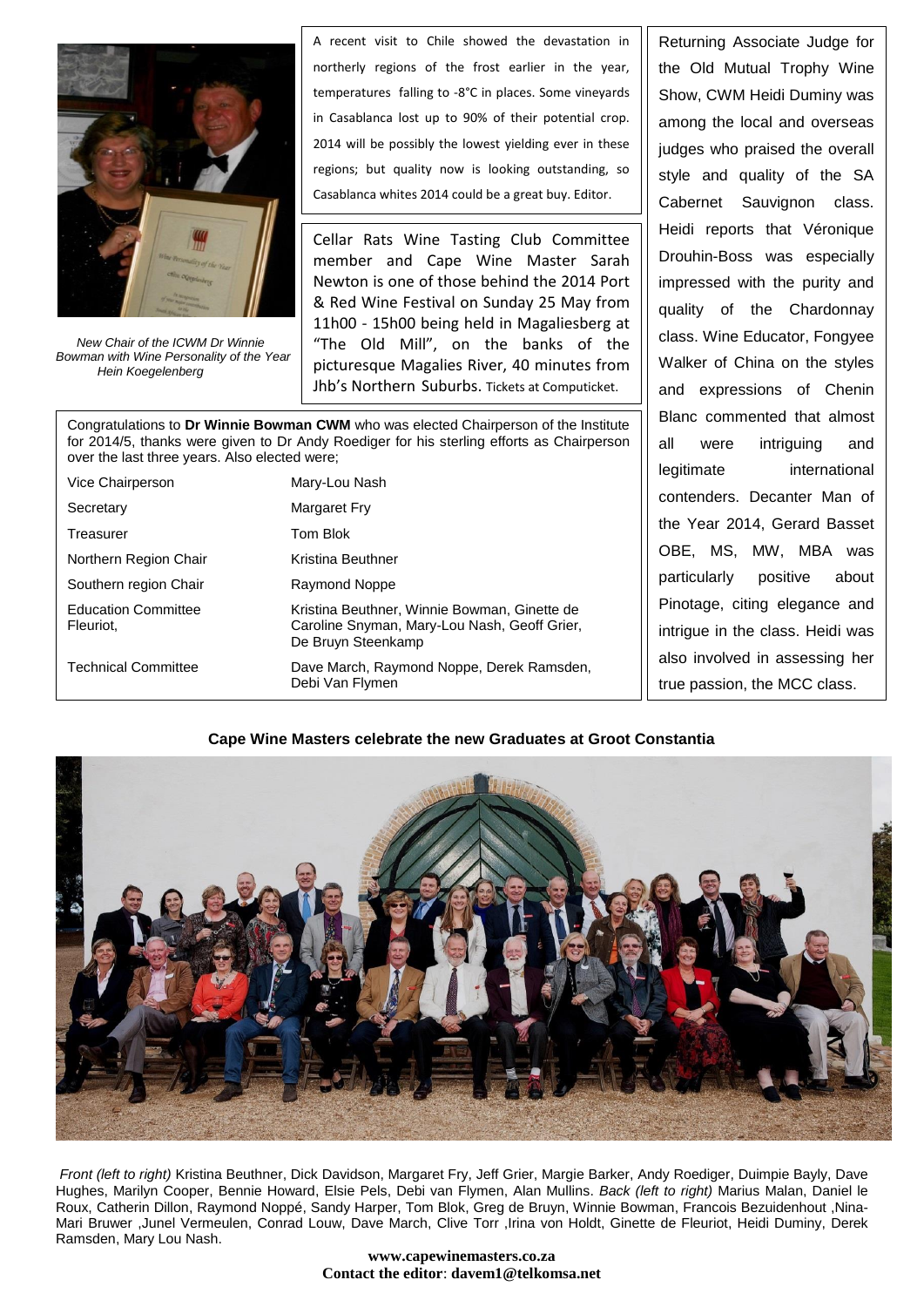*New Chair of the ICWM Dr Winnie Bowman with Wine Personality of the Year Hein Koegelenberg*

A recent visit to Chile showed the devastation in northerly regions of the frost earlier in the year, temperatures falling to -8°C in places. Some vineyards in Casablanca lost up to 90% of their potential crop. 2014 will be possibly the lowest yielding ever in these regions; but quality now is looking outstanding, so Casablanca whites 2014 could be a great buy. Editor.

Cellar Rats Wine Tasting Club Committee member and Cape Wine Master Sarah Newton is one of those behind the 2014 Port & Red Wine Festival on Sunday 25 May from 11h00 - 15h00 being held in Magaliesberg at "The Old Mill", on the banks of the picturesque Magalies River, 40 minutes from Jhb's Northern Suburbs. Tickets at Computicket.

Congratulations to **Dr Winnie Bowman CWM** who was elected Chairperson of the Institute for 2014/5, thanks were given to Dr Andy Roediger for his sterling efforts as Chairperson over the last three years. Also elected were;

| | |
|---|---|
| Vice Chairperson | Mary-Lou Nash |
| Secretary | Margaret Fry |
| Treasurer | Tom Blok |
| Northern Region Chair | Kristina Beuthner |
| Southern region Chair | Raymond Noppe |
| Education Committee | Kristina Beuthner, Winnie Bowman, Ginette de Fleuriot, Caroline Snyman, Mary-Lou Nash, Geoff Grier, De Bruyn Steenkamp |
| Technical Committee | Dave March, Raymond Noppe, Derek Ramsden, Debi Van Flymen |

Returning Associate Judge for the Old Mutual Trophy Wine Show, CWM Heidi Duminy was among the local and overseas judges who praised the overall style and quality of the SA Cabernet Sauvignon class. Heidi reports that Véronique Drouhin-Boss was especially impressed with the purity and quality of the Chardonnay class. Wine Educator, Fongyee Walker of China on the styles and expressions of Chenin Blanc commented that almost all were intriguing and legitimate international contenders. Decanter Man of the Year 2014, Gerard Basset OBE, MS, MW, MBA was particularly positive about Pinotage, citing elegance and intrigue in the class. Heidi was also involved in assessing her true passion, the MCC class.

**Cape Wine Masters celebrate the new Graduates at Groot Constantia**

*Front (left to right)* Kristina Beuthner, Dick Davidson, Margaret Fry, Jeff Grier, Margie Barker, Andy Roediger, Duimpie Bayly, Dave Hughes, Marilyn Cooper, Bennie Howard, Elsie Pels, Debi van Flymen, Alan Mullins. *Back (left to right)* Marius Malan, Daniel le Roux, Catherin Dillon, Raymond Noppé, Sandy Harper, Tom Blok, Greg de Bruyn, Winnie Bowman, Francois Bezuidenhout ,Nina-Mari Bruwer ,Junel Vermeulen, Conrad Louw, Dave March, Clive Torr ,Irina von Holdt, Ginette de Fleuriot, Heidi Duminy, Derek Ramsden, Mary Lou Nash.

**www.capewinemasters.co.za**
**Contact the editor**: **davem1@telkomsa.net**